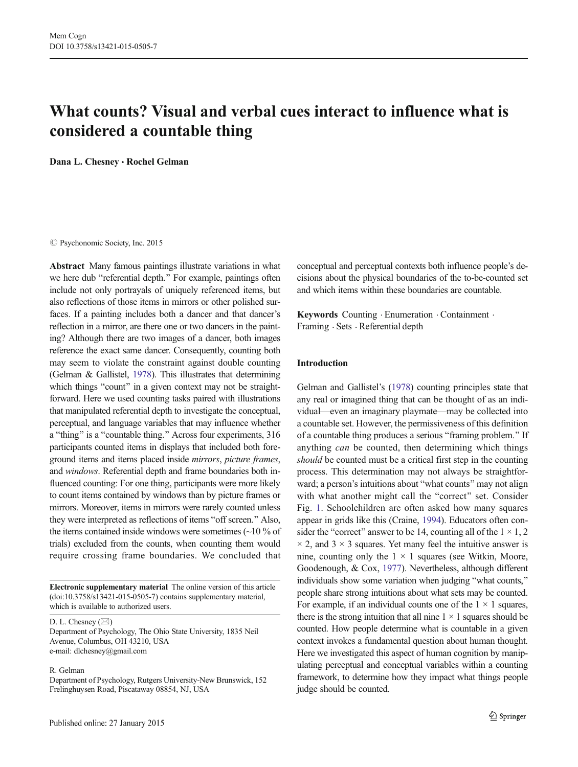# What counts? Visual and verbal cues interact to influence what is considered a countable thing

**Dana L. Chesney · Rochel Gelman**

© Psychonomic Society, Inc. 2015

**Abstract** Many famous paintings illustrate variations in what we here dub "referential depth." For example, paintings often include not only portrayals of uniquely referenced items, but also reflections of those items in mirrors or other polished surfaces. If a painting includes both a dancer and that dancer's reflection in a mirror, are there one or two dancers in the painting? Although there are two images of a dancer, both images reference the exact same dancer. Consequently, counting both may seem to violate the constraint against double counting (Gelman & Gallistel, 1978). This illustrates that determining which things "count" in a given context may not be straightforward. Here we used counting tasks paired with illustrations that manipulated referential depth to investigate the conceptual, perceptual, and language variables that may influence whether a "thing" is a "countable thing." Across four experiments, 316 participants counted items in displays that included both foreground items and items placed inside *mirrors*, *picture frames*, and *windows*. Referential depth and frame boundaries both influenced counting: For one thing, participants were more likely to count items contained by windows than by picture frames or mirrors. Moreover, items in mirrors were rarely counted unless they were interpreted as reflections of items "off screen." Also, the items contained inside windows were sometimes (~10 % of trials) excluded from the counts, when counting them would require crossing frame boundaries. We concluded that conceptual and perceptual contexts both influence people's decisions about the physical boundaries of the to-be-counted set and which items within these boundaries are countable.

**Keywords** Counting · Enumeration · Containment · Framing · Sets · Referential depth

**Electronic supplementary material** The online version of this article (doi:10.3758/s13421-015-0505-7) contains supplementary material, which is available to authorized users.

D. L. Chesney (✉)
Department of Psychology, The Ohio State University, 1835 Neil Avenue, Columbus, OH 43210, USA
e-mail: dlchesney@gmail.com

R. Gelman
Department of Psychology, Rutgers University-New Brunswick, 152 Frelinghuysen Road, Piscataway 08854, NJ, USA

## Introduction

Gelman and Gallistel's (1978) counting principles state that any real or imagined thing that can be thought of as an individual—even an imaginary playmate—may be collected into a countable set. However, the permissiveness of this definition of a countable thing produces a serious "framing problem." If anything *can* be counted, then determining which things *should* be counted must be a critical first step in the counting process. This determination may not always be straightforward; a person's intuitions about "what counts" may not align with what another might call the "correct" set. Consider Fig. 1. Schoolchildren are often asked how many squares appear in grids like this (Craine, 1994). Educators often consider the "correct" answer to be 14, counting all of the $1 \times 1$, $2 \times 2$, and $3 \times 3$ squares. Yet many feel the intuitive answer is nine, counting only the $1 \times 1$ squares (see Witkin, Moore, Goodenough, & Cox, 1977). Nevertheless, although different individuals show some variation when judging "what counts," people share strong intuitions about what sets may be counted. For example, if an individual counts one of the $1 \times 1$ squares, there is the strong intuition that all nine $1 \times 1$ squares should be counted. How people determine what is countable in a given context invokes a fundamental question about human thought. Here we investigated this aspect of human cognition by manipulating perceptual and conceptual variables within a counting framework, to determine how they impact what things people judge should be counted.

Published online: 27 January 2015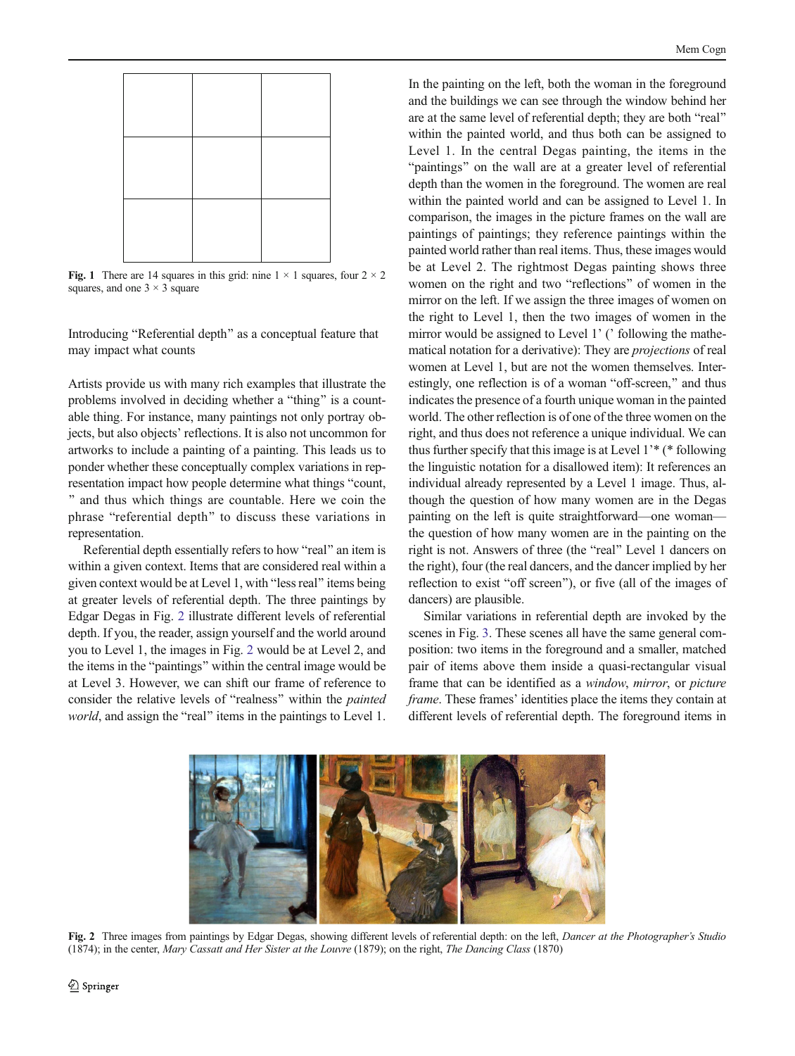Fig. 1 There are 14 squares in this grid: nine 1 × 1 squares, four 2 × 2 squares, and one 3 × 3 square

## Introducing "Referential depth" as a conceptual feature that may impact what counts

Artists provide us with many rich examples that illustrate the problems involved in deciding whether a "thing" is a countable thing. For instance, many paintings not only portray objects, but also objects' reflections. It is also not uncommon for artworks to include a painting of a painting. This leads us to ponder whether these conceptually complex variations in representation impact how people determine what things "count, " and thus which things are countable. Here we coin the phrase "referential depth" to discuss these variations in representation.

Referential depth essentially refers to how "real" an item is within a given context. Items that are considered real within a given context would be at Level 1, with "less real" items being at greater levels of referential depth. The three paintings by Edgar Degas in Fig. 2 illustrate different levels of referential depth. If you, the reader, assign yourself and the world around you to Level 1, the images in Fig. 2 would be at Level 2, and the items in the "paintings" within the central image would be at Level 3. However, we can shift our frame of reference to consider the relative levels of "realness" within the *painted world*, and assign the "real" items in the paintings to Level 1. In the painting on the left, both the woman in the foreground and the buildings we can see through the window behind her are at the same level of referential depth; they are both "real" within the painted world, and thus both can be assigned to Level 1. In the central Degas painting, the items in the "paintings" on the wall are at a greater level of referential depth than the women in the foreground. The women are real within the painted world and can be assigned to Level 1. In comparison, the images in the picture frames on the wall are paintings of paintings; they reference paintings within the painted world rather than real items. Thus, these images would be at Level 2. The rightmost Degas painting shows three women on the right and two "reflections" of women in the mirror on the left. If we assign the three images of women on the right to Level 1, then the two images of women in the mirror would be assigned to Level 1' (' following the mathematical notation for a derivative): They are *projections* of real women at Level 1, but are not the women themselves. Interestingly, one reflection is of a woman "off-screen," and thus indicates the presence of a fourth unique woman in the painted world. The other reflection is of one of the three women on the right, and thus does not reference a unique individual. We can thus further specify that this image is at Level 1'* (* following the linguistic notation for a disallowed item): It references an individual already represented by a Level 1 image. Thus, although the question of how many women are in the Degas painting on the left is quite straightforward—one woman—the question of how many women are in the painting on the right is not. Answers of three (the "real" Level 1 dancers on the right), four (the real dancers, and the dancer implied by her reflection to exist "off screen"), or five (all of the images of dancers) are plausible.

Similar variations in referential depth are invoked by the scenes in Fig. 3. These scenes all have the same general composition: two items in the foreground and a smaller, matched pair of items above them inside a quasi-rectangular visual frame that can be identified as a *window*, *mirror*, or *picture frame*. These frames' identities place the items they contain at different levels of referential depth. The foreground items in

Fig. 2 Three images from paintings by Edgar Degas, showing different levels of referential depth: on the left, *Dancer at the Photographer's Studio* (1874); in the center, *Mary Cassatt and Her Sister at the Louvre* (1879); on the right, *The Dancing Class* (1870)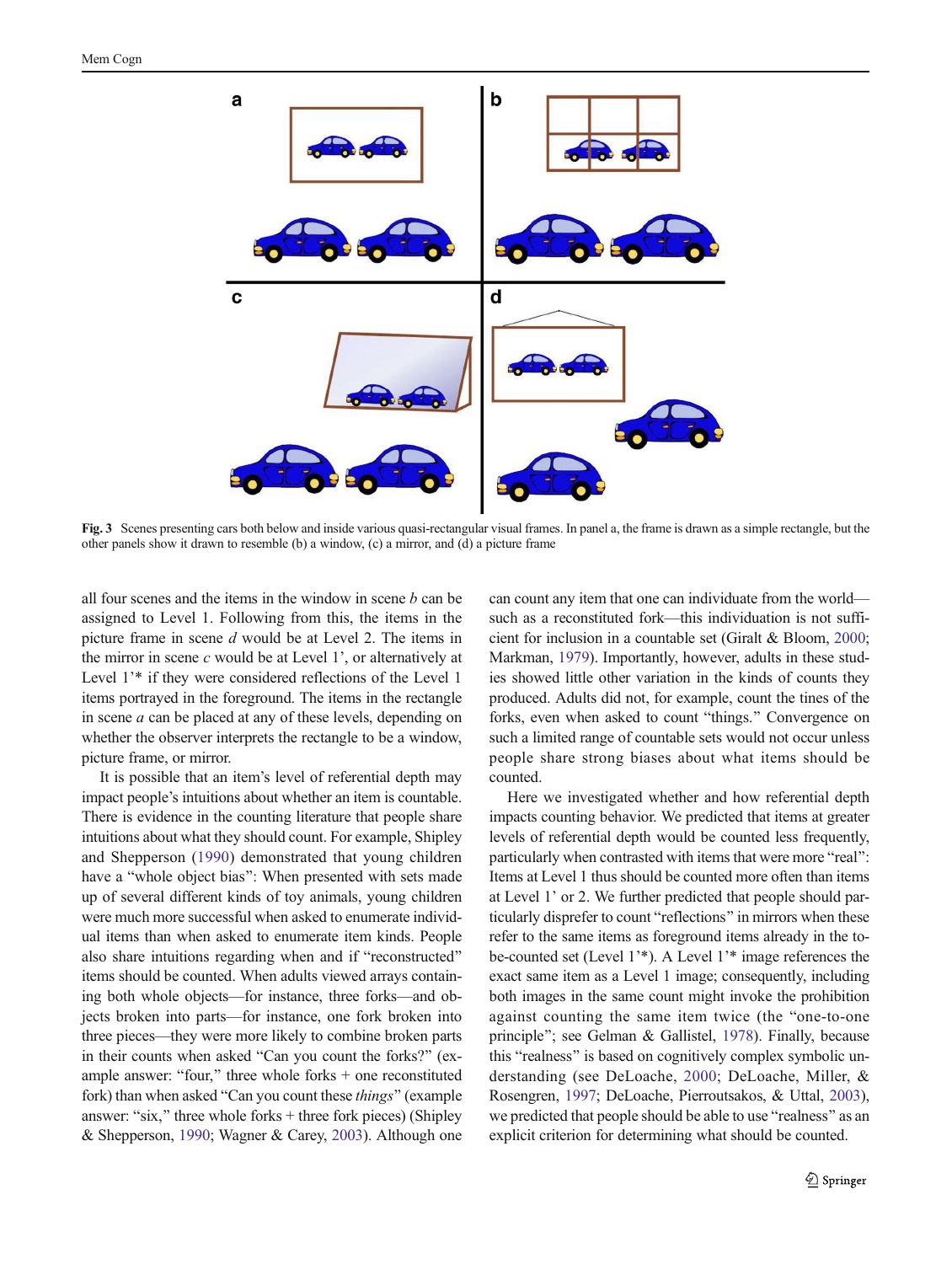Fig. 3 Scenes presenting cars both below and inside various quasi-rectangular visual frames. In panel a, the frame is drawn as a simple rectangle, but the other panels show it drawn to resemble (b) a window, (c) a mirror, and (d) a picture frame

all four scenes and the items in the window in scene *b* can be assigned to Level 1. Following from this, the items in the picture frame in scene *d* would be at Level 2. The items in the mirror in scene *c* would be at Level 1', or alternatively at Level 1'* if they were considered reflections of the Level 1 items portrayed in the foreground. The items in the rectangle in scene *a* can be placed at any of these levels, depending on whether the observer interprets the rectangle to be a window, picture frame, or mirror.

It is possible that an item's level of referential depth may impact people's intuitions about whether an item is countable. There is evidence in the counting literature that people share intuitions about what they should count. For example, Shipley and Shepperson (1990) demonstrated that young children have a "whole object bias": When presented with sets made up of several different kinds of toy animals, young children were much more successful when asked to enumerate individual items than when asked to enumerate item kinds. People also share intuitions regarding when and if "reconstructed" items should be counted. When adults viewed arrays containing both whole objects—for instance, three forks—and objects broken into parts—for instance, one fork broken into three pieces—they were more likely to combine broken parts in their counts when asked "Can you count the forks?" (example answer: "four," three whole forks + one reconstituted fork) than when asked "Can you count these *things*" (example answer: "six," three whole forks + three fork pieces) (Shipley & Shepperson, 1990; Wagner & Carey, 2003). Although one can count any item that one can individuate from the world—such as a reconstituted fork—this individuation is not sufficient for inclusion in a countable set (Giralt & Bloom, 2000; Markman, 1979). Importantly, however, adults in these studies showed little other variation in the kinds of counts they produced. Adults did not, for example, count the tines of the forks, even when asked to count "things." Convergence on such a limited range of countable sets would not occur unless people share strong biases about what items should be counted.

Here we investigated whether and how referential depth impacts counting behavior. We predicted that items at greater levels of referential depth would be counted less frequently, particularly when contrasted with items that were more "real": Items at Level 1 thus should be counted more often than items at Level 1' or 2. We further predicted that people should particularly disprefer to count "reflections" in mirrors when these refer to the same items as foreground items already in the to-be-counted set (Level 1'*). A Level 1'* image references the exact same item as a Level 1 image; consequently, including both images in the same count might invoke the prohibition against counting the same item twice (the "one-to-one principle"; see Gelman & Gallistel, 1978). Finally, because this "realness" is based on cognitively complex symbolic understanding (see DeLoache, 2000; DeLoache, Miller, & Rosengren, 1997; DeLoache, Pierroutsakos, & Uttal, 2003), we predicted that people should be able to use "realness" as an explicit criterion for determining what should be counted.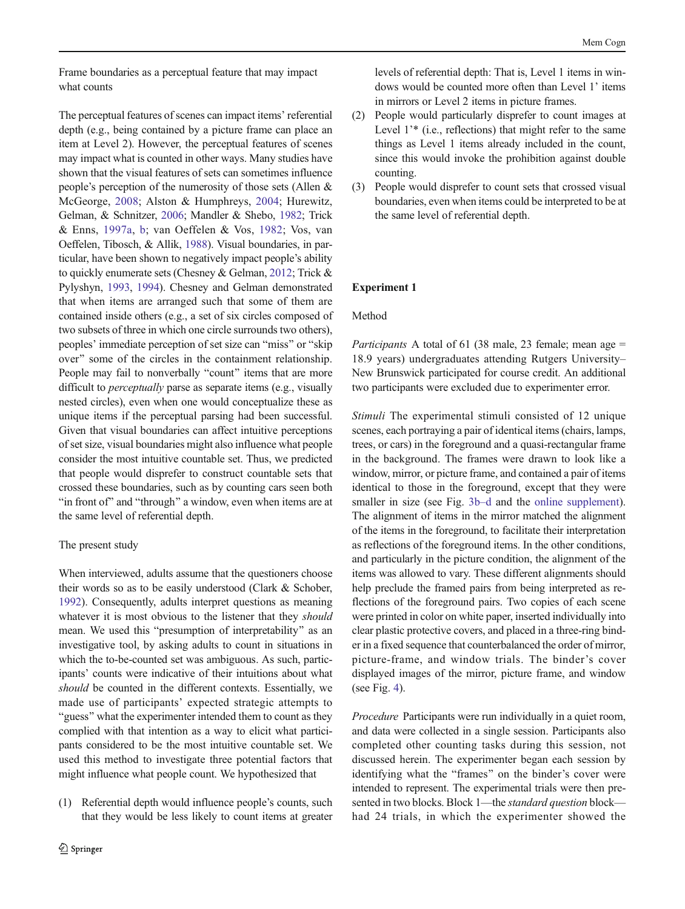### Frame boundaries as a perceptual feature that may impact what counts

The perceptual features of scenes can impact items' referential depth (e.g., being contained by a picture frame can place an item at Level 2). However, the perceptual features of scenes may impact what is counted in other ways. Many studies have shown that the visual features of sets can sometimes influence people's perception of the numerosity of those sets (Allen & McGeorge, 2008; Alston & Humphreys, 2004; Hurewitz, Gelman, & Schnitzer, 2006; Mandler & Shebo, 1982; Trick & Enns, 1997a, b; van Oeffelen & Vos, 1982; Vos, van Oeffelen, Tibosch, & Allik, 1988). Visual boundaries, in particular, have been shown to negatively impact people's ability to quickly enumerate sets (Chesney & Gelman, 2012; Trick & Pylyshyn, 1993, 1994). Chesney and Gelman demonstrated that when items are arranged such that some of them are contained inside others (e.g., a set of six circles composed of two subsets of three in which one circle surrounds two others), peoples' immediate perception of set size can "miss" or "skip over" some of the circles in the containment relationship. People may fail to nonverbally "count" items that are more difficult to *perceptually* parse as separate items (e.g., visually nested circles), even when one would conceptualize these as unique items if the perceptual parsing had been successful. Given that visual boundaries can affect intuitive perceptions of set size, visual boundaries might also influence what people consider the most intuitive countable set. Thus, we predicted that people would disprefer to construct countable sets that crossed these boundaries, such as by counting cars seen both "in front of" and "through" a window, even when items are at the same level of referential depth.

### The present study

When interviewed, adults assume that the questioners choose their words so as to be easily understood (Clark & Schober, 1992). Consequently, adults interpret questions as meaning whatever it is most obvious to the listener that they *should* mean. We used this "presumption of interpretability" as an investigative tool, by asking adults to count in situations in which the to-be-counted set was ambiguous. As such, participants' counts were indicative of their intuitions about what *should* be counted in the different contexts. Essentially, we made use of participants' expected strategic attempts to "guess" what the experimenter intended them to count as they complied with that intention as a way to elicit what participants considered to be the most intuitive countable set. We used this method to investigate three potential factors that might influence what people count. We hypothesized that

(1) Referential depth would influence people's counts, such that they would be less likely to count items at greater levels of referential depth: That is, Level 1 items in windows would be counted more often than Level 1' items in mirrors or Level 2 items in picture frames.
(2) People would particularly disprefer to count images at Level 1'* (i.e., reflections) that might refer to the same things as Level 1 items already included in the count, since this would invoke the prohibition against double counting.
(3) People would disprefer to count sets that crossed visual boundaries, even when items could be interpreted to be at the same level of referential depth.

## Experiment 1

### Method

*Participants* A total of 61 (38 male, 23 female; mean age = 18.9 years) undergraduates attending Rutgers University–New Brunswick participated for course credit. An additional two participants were excluded due to experimenter error.

*Stimuli* The experimental stimuli consisted of 12 unique scenes, each portraying a pair of identical items (chairs, lamps, trees, or cars) in the foreground and a quasi-rectangular frame in the background. The frames were drawn to look like a window, mirror, or picture frame, and contained a pair of items identical to those in the foreground, except that they were smaller in size (see Fig. 3b–d and the online supplement). The alignment of items in the mirror matched the alignment of the items in the foreground, to facilitate their interpretation as reflections of the foreground items. In the other conditions, and particularly in the picture condition, the alignment of the items was allowed to vary. These different alignments should help preclude the framed pairs from being interpreted as reflections of the foreground pairs. Two copies of each scene were printed in color on white paper, inserted individually into clear plastic protective covers, and placed in a three-ring binder in a fixed sequence that counterbalanced the order of mirror, picture-frame, and window trials. The binder's cover displayed images of the mirror, picture frame, and window (see Fig. 4).

*Procedure* Participants were run individually in a quiet room, and data were collected in a single session. Participants also completed other counting tasks during this session, not discussed herein. The experimenter began each session by identifying what the "frames" on the binder's cover were intended to represent. The experimental trials were then presented in two blocks. Block 1—the *standard question* block—had 24 trials, in which the experimenter showed the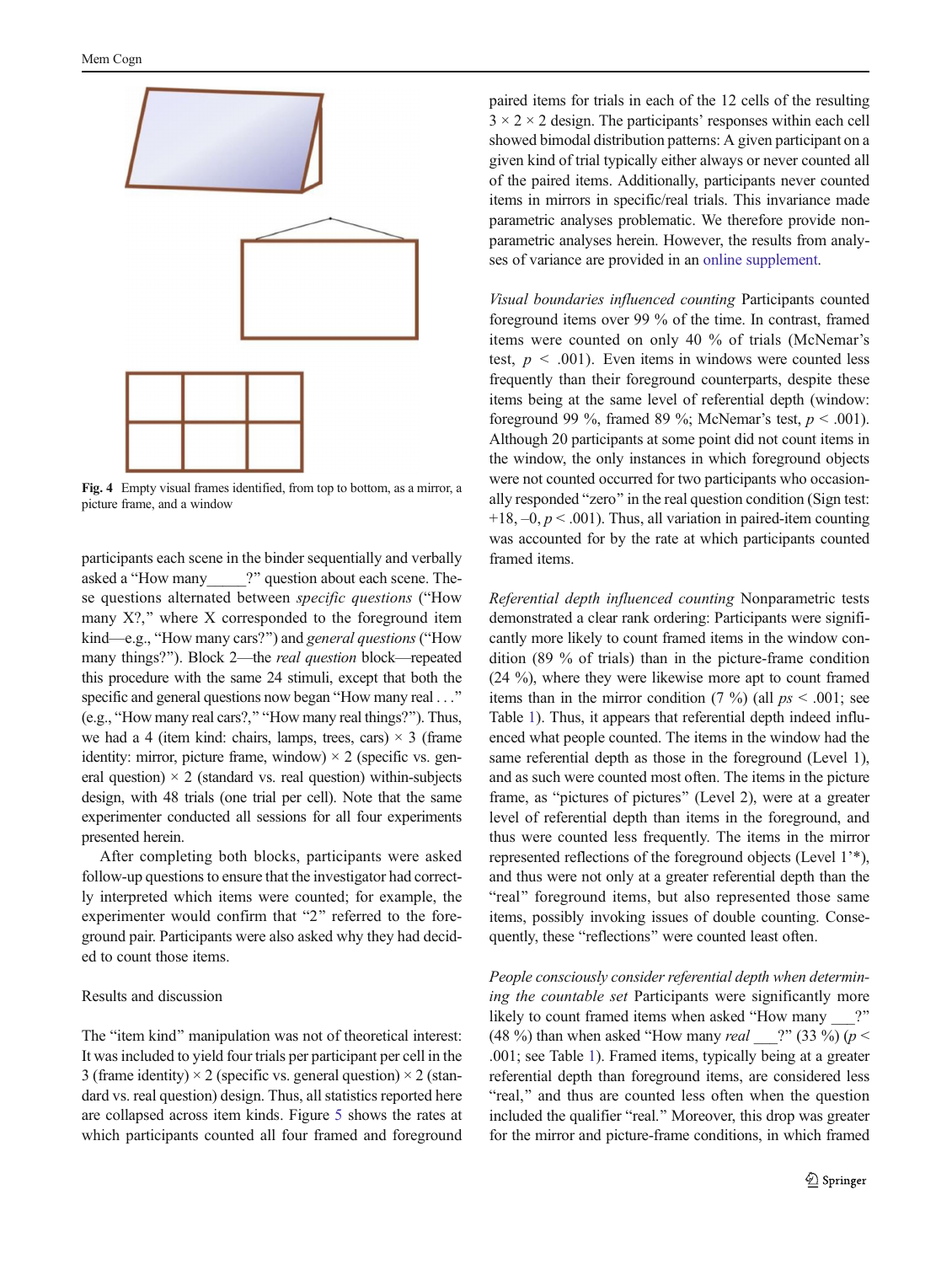Fig. 4 Empty visual frames identified, from top to bottom, as a mirror, a picture frame, and a window

participants each scene in the binder sequentially and verbally asked a "How many_____?" question about each scene. These questions alternated between *specific questions* ("How many X?," where X corresponded to the foreground item kind—e.g., "How many cars?") and *general questions* ("How many things?"). Block 2—the *real question* block—repeated this procedure with the same 24 stimuli, except that both the specific and general questions now began "How many real . . ." (e.g., "How many real cars?," "How many real things?"). Thus, we had a 4 (item kind: chairs, lamps, trees, cars) × 3 (frame identity: mirror, picture frame, window) × 2 (specific vs. general question) × 2 (standard vs. real question) within-subjects design, with 48 trials (one trial per cell). Note that the same experimenter conducted all sessions for all four experiments presented herein.

After completing both blocks, participants were asked follow-up questions to ensure that the investigator had correctly interpreted which items were counted; for example, the experimenter would confirm that "2" referred to the foreground pair. Participants were also asked why they had decided to count those items.

## Results and discussion

The "item kind" manipulation was not of theoretical interest: It was included to yield four trials per participant per cell in the 3 (frame identity) × 2 (specific vs. general question) × 2 (standard vs. real question) design. Thus, all statistics reported here are collapsed across item kinds. Figure 5 shows the rates at which participants counted all four framed and foreground paired items for trials in each of the 12 cells of the resulting 3 × 2 × 2 design. The participants' responses within each cell showed bimodal distribution patterns: A given participant on a given kind of trial typically either always or never counted all of the paired items. Additionally, participants never counted items in mirrors in specific/real trials. This invariance made parametric analyses problematic. We therefore provide nonparametric analyses herein. However, the results from analyses of variance are provided in an online supplement.

*Visual boundaries influenced counting* Participants counted foreground items over 99 % of the time. In contrast, framed items were counted on only 40 % of trials (McNemar's test, $p < .001$). Even items in windows were counted less frequently than their foreground counterparts, despite these items being at the same level of referential depth (window: foreground 99 %, framed 89 %; McNemar's test, $p < .001$). Although 20 participants at some point did not count items in the window, the only instances in which foreground objects were not counted occurred for two participants who occasionally responded "zero" in the real question condition (Sign test: +18, –0, $p < .001$). Thus, all variation in paired-item counting was accounted for by the rate at which participants counted framed items.

*Referential depth influenced counting* Nonparametric tests demonstrated a clear rank ordering: Participants were significantly more likely to count framed items in the window condition (89 % of trials) than in the picture-frame condition (24 %), where they were likewise more apt to count framed items than in the mirror condition (7 %) (all $ps < .001$; see Table 1). Thus, it appears that referential depth indeed influenced what people counted. The items in the window had the same referential depth as those in the foreground (Level 1), and as such were counted most often. The items in the picture frame, as "pictures of pictures" (Level 2), were at a greater level of referential depth than items in the foreground, and thus were counted less frequently. The items in the mirror represented reflections of the foreground objects (Level 1'*), and thus were not only at a greater referential depth than the "real" foreground items, but also represented those same items, possibly invoking issues of double counting. Consequently, these "reflections" were counted least often.

*People consciously consider referential depth when determining the countable set* Participants were significantly more likely to count framed items when asked "How many ___?" (48 %) than when asked "How many *real* ___?" (33 %) ($p < .001$; see Table 1). Framed items, typically being at a greater referential depth than foreground items, are considered less "real," and thus are counted less often when the question included the qualifier "real." Moreover, this drop was greater for the mirror and picture-frame conditions, in which framed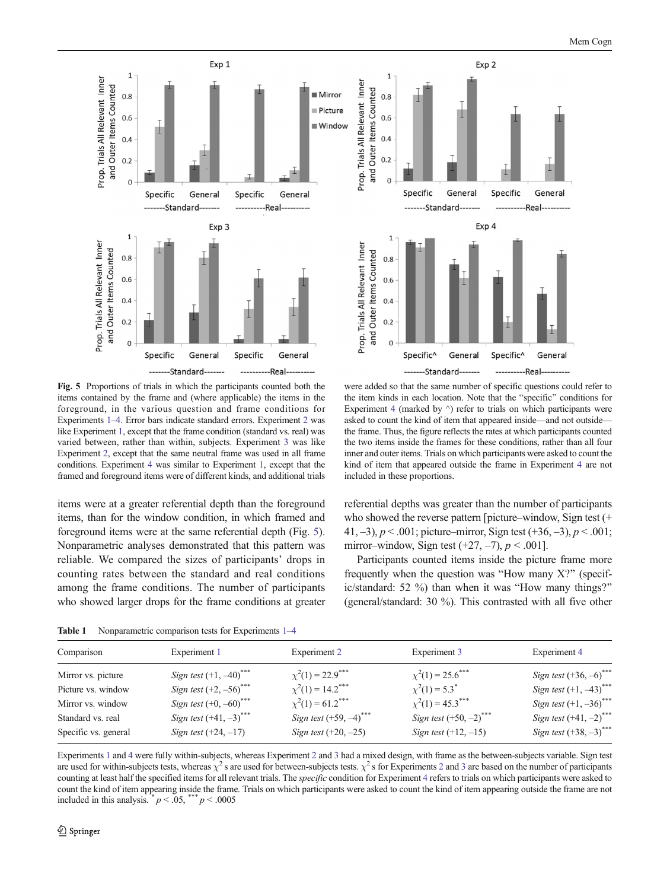**Fig. 5** Proportions of trials in which the participants counted both the items contained by the frame and (where applicable) the items in the foreground, in the various question and frame conditions for Experiments 1–4. Error bars indicate standard errors. Experiment 2 was like Experiment 1, except that the frame condition (standard vs. real) was varied between, rather than within, subjects. Experiment 3 was like Experiment 2, except that the same neutral frame was used in all frame conditions. Experiment 4 was similar to Experiment 1, except that the framed and foreground items were of different kinds, and additional trials were added so that the same number of specific questions could refer to the item kinds in each location. Note that the "specific" conditions for Experiment 4 (marked by ^) refer to trials on which participants were asked to count the kind of item that appeared inside—and not outside—the frame. Thus, the figure reflects the rates at which participants counted the two items inside the frames for these conditions, rather than all four inner and outer items. Trials on which participants were asked to count the kind of item that appeared outside the frame in Experiment 4 are not included in these proportions.

items were at a greater referential depth than the foreground items, than for the window condition, in which framed and foreground items were at the same referential depth (Fig. 5). Nonparametric analyses demonstrated that this pattern was reliable. We compared the sizes of participants' drops in counting rates between the standard and real conditions among the frame conditions. The number of participants who showed larger drops for the frame conditions at greater referential depths was greater than the number of participants who showed the reverse pattern [picture–window, Sign test (+41, –3), $p < .001$; picture–mirror, Sign test (+36, –3), $p < .001$; mirror–window, Sign test (+27, –7), $p < .001$].

Participants counted items inside the picture frame more frequently when the question was "How many X?" (specific/standard: 52 %) than when it was "How many things?" (general/standard: 30 %). This contrasted with all five other

**Table 1** Nonparametric comparison tests for Experiments 1–4

| Comparison | Experiment 1 | Experiment 2 | Experiment 3 | Experiment 4 |
|---|---|---|---|---|
| Mirror vs. picture | *Sign test* (+1, –40)*** | $\chi^2(1) = 22.9$*** | $\chi^2(1) = 25.6$*** | *Sign test* (+36, –6)*** |
| Picture vs. window | *Sign test* (+2, –56)*** | $\chi^2(1) = 14.2$*** | $\chi^2(1) = 5.3$* | *Sign test* (+1, –43)*** |
| Mirror vs. window | *Sign test* (+0, –60)*** | $\chi^2(1) = 61.2$*** | $\chi^2(1) = 45.3$*** | *Sign test* (+1, –36)*** |
| Standard vs. real | *Sign test* (+41, –3)*** | *Sign test* (+59, –4)*** | *Sign test* (+50, –2)*** | *Sign test* (+41, –2)*** |
| Specific vs. general | *Sign test* (+24, –17) | *Sign test* (+20, –25) | *Sign test* (+12, –15) | *Sign test* (+38, –3)*** |

Experiments 1 and 4 were fully within-subjects, whereas Experiment 2 and 3 had a mixed design, with frame as the between-subjects variable. Sign test are used for within-subjects tests, whereas $\chi^2$ s are used for between-subjects tests. $\chi^2$ s for Experiments 2 and 3 are based on the number of participants counting at least half the specified items for all relevant trials. The *specific* condition for Experiment 4 refers to trials on which participants were asked to count the kind of item appearing inside the frame. Trials on which participants were asked to count the kind of item appearing outside the frame are not included in this analysis. * $p < .05$, *** $p < .0005$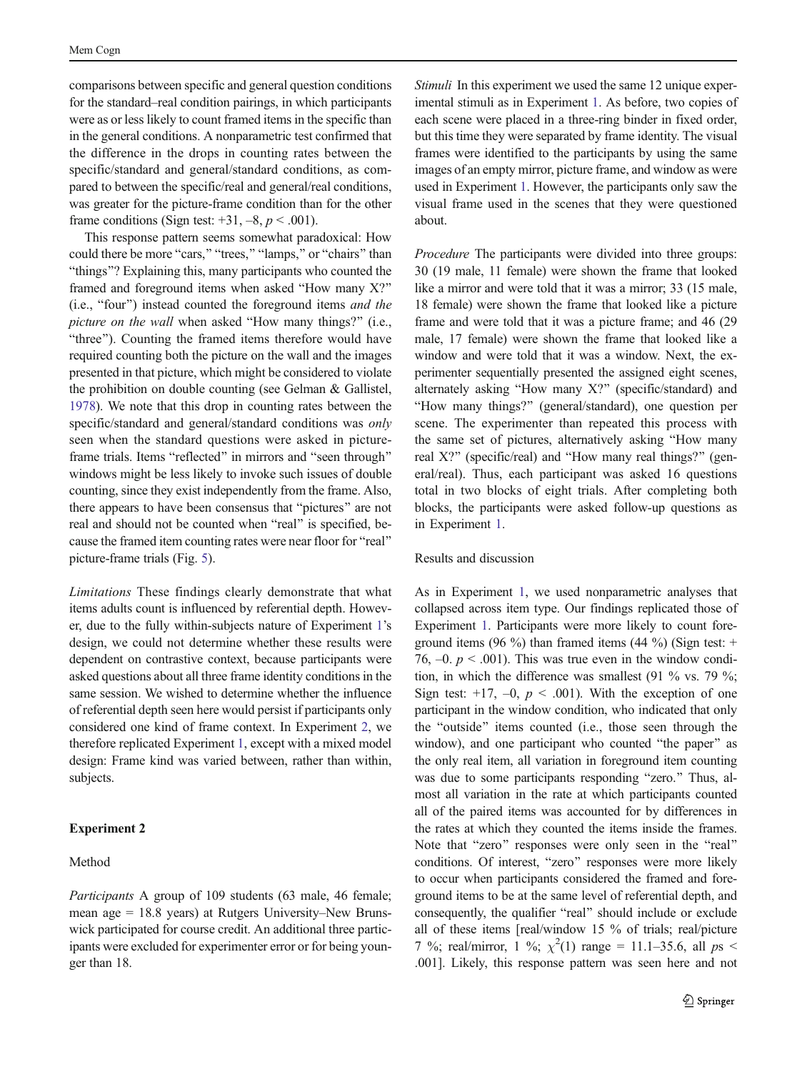comparisons between specific and general question conditions for the standard–real condition pairings, in which participants were as or less likely to count framed items in the specific than in the general conditions. A nonparametric test confirmed that the difference in the drops in counting rates between the specific/standard and general/standard conditions, as compared to between the specific/real and general/real conditions, was greater for the picture-frame condition than for the other frame conditions (Sign test: +31, –8, $p < .001$).

This response pattern seems somewhat paradoxical: How could there be more "cars," "trees," "lamps," or "chairs" than "things"? Explaining this, many participants who counted the framed and foreground items when asked "How many X?" (i.e., "four") instead counted the foreground items *and the picture on the wall* when asked "How many things?" (i.e., "three"). Counting the framed items therefore would have required counting both the picture on the wall and the images presented in that picture, which might be considered to violate the prohibition on double counting (see Gelman & Gallistel, 1978). We note that this drop in counting rates between the specific/standard and general/standard conditions was *only* seen when the standard questions were asked in picture-frame trials. Items "reflected" in mirrors and "seen through" windows might be less likely to invoke such issues of double counting, since they exist independently from the frame. Also, there appears to have been consensus that "pictures" are not real and should not be counted when "real" is specified, because the framed item counting rates were near floor for "real" picture-frame trials (Fig. 5).

*Limitations* These findings clearly demonstrate that what items adults count is influenced by referential depth. However, due to the fully within-subjects nature of Experiment 1's design, we could not determine whether these results were dependent on contrastive context, because participants were asked questions about all three frame identity conditions in the same session. We wished to determine whether the influence of referential depth seen here would persist if participants only considered one kind of frame context. In Experiment 2, we therefore replicated Experiment 1, except with a mixed model design: Frame kind was varied between, rather than within, subjects.

## Experiment 2

### Method

*Participants* A group of 109 students (63 male, 46 female; mean age = 18.8 years) at Rutgers University–New Brunswick participated for course credit. An additional three participants were excluded for experimenter error or for being younger than 18.

*Stimuli* In this experiment we used the same 12 unique experimental stimuli as in Experiment 1. As before, two copies of each scene were placed in a three-ring binder in fixed order, but this time they were separated by frame identity. The visual frames were identified to the participants by using the same images of an empty mirror, picture frame, and window as were used in Experiment 1. However, the participants only saw the visual frame used in the scenes that they were questioned about.

*Procedure* The participants were divided into three groups: 30 (19 male, 11 female) were shown the frame that looked like a mirror and were told that it was a mirror; 33 (15 male, 18 female) were shown the frame that looked like a picture frame and were told that it was a picture frame; and 46 (29 male, 17 female) were shown the frame that looked like a window and were told that it was a window. Next, the experimenter sequentially presented the assigned eight scenes, alternately asking "How many X?" (specific/standard) and "How many things?" (general/standard), one question per scene. The experimenter than repeated this process with the same set of pictures, alternatively asking "How many real X?" (specific/real) and "How many real things?" (general/real). Thus, each participant was asked 16 questions total in two blocks of eight trials. After completing both blocks, the participants were asked follow-up questions as in Experiment 1.

### Results and discussion

As in Experiment 1, we used nonparametric analyses that collapsed across item type. Our findings replicated those of Experiment 1. Participants were more likely to count foreground items (96 %) than framed items (44 %) (Sign test: +76, –0. $p < .001$). This was true even in the window condition, in which the difference was smallest (91 % vs. 79 %; Sign test: +17, –0, $p < .001$). With the exception of one participant in the window condition, who indicated that only the "outside" items counted (i.e., those seen through the window), and one participant who counted "the paper" as the only real item, all variation in foreground item counting was due to some participants responding "zero." Thus, almost all variation in the rate at which participants counted all of the paired items was accounted for by differences in the rates at which they counted the items inside the frames. Note that "zero" responses were only seen in the "real" conditions. Of interest, "zero" responses were more likely to occur when participants considered the framed and foreground items to be at the same level of referential depth, and consequently, the qualifier "real" should include or exclude all of these items [real/window 15 % of trials; real/picture 7 %; real/mirror, 1 %; $\chi^2(1)$ range = 11.1–35.6, all $ps < .001$]. Likely, this response pattern was seen here and not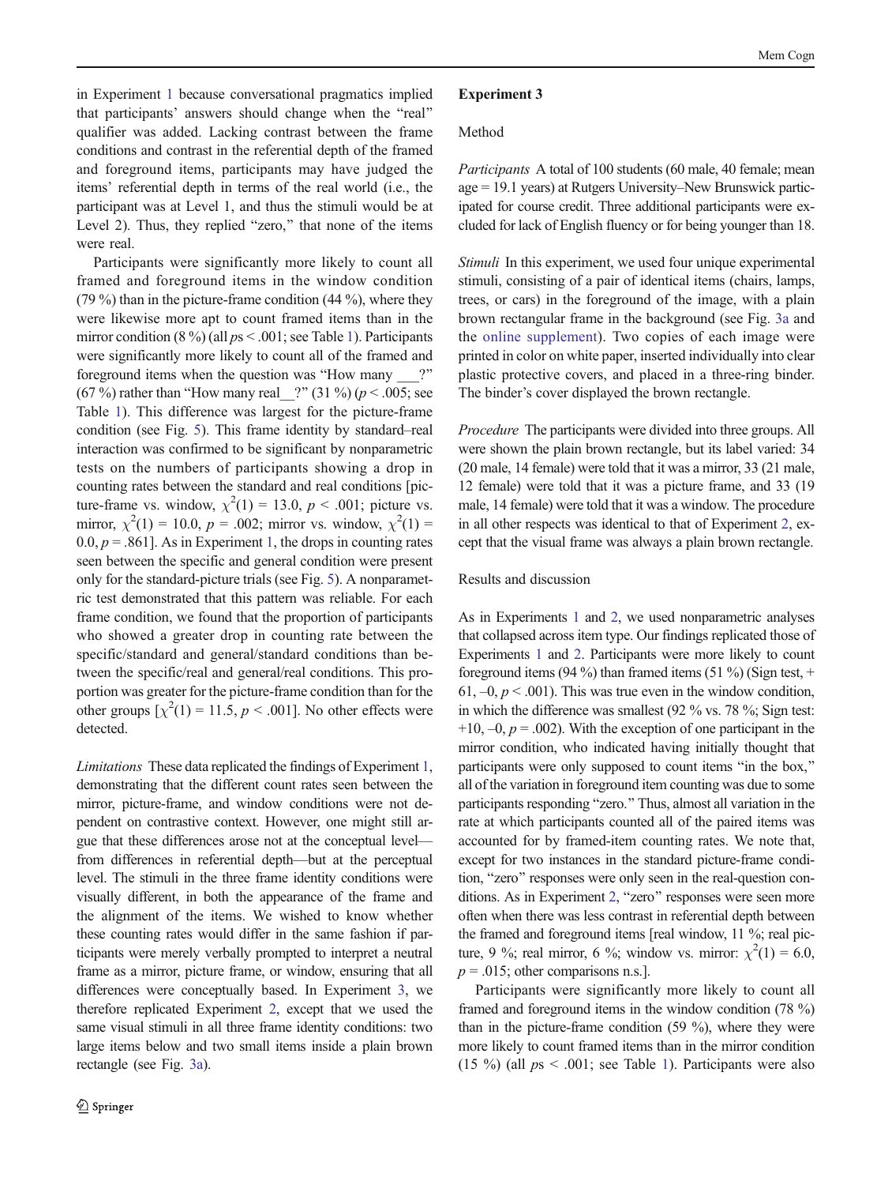in Experiment 1 because conversational pragmatics implied that participants' answers should change when the "real" qualifier was added. Lacking contrast between the frame conditions and contrast in the referential depth of the framed and foreground items, participants may have judged the items' referential depth in terms of the real world (i.e., the participant was at Level 1, and thus the stimuli would be at Level 2). Thus, they replied "zero," that none of the items were real.

Participants were significantly more likely to count all framed and foreground items in the window condition (79 %) than in the picture-frame condition (44 %), where they were likewise more apt to count framed items than in the mirror condition (8 %) (all $ps < .001$; see Table 1). Participants were significantly more likely to count all of the framed and foreground items when the question was "How many ___?" (67 %) rather than "How many real__?" (31 %) ($p < .005$; see Table 1). This difference was largest for the picture-frame condition (see Fig. 5). This frame identity by standard–real interaction was confirmed to be significant by nonparametric tests on the numbers of participants showing a drop in counting rates between the standard and real conditions [picture-frame vs. window, $\chi^2(1) = 13.0$, $p < .001$; picture vs. mirror, $\chi^2(1) = 10.0$, $p = .002$; mirror vs. window, $\chi^2(1) = 0.0$, $p = .861$]. As in Experiment 1, the drops in counting rates seen between the specific and general condition were present only for the standard-picture trials (see Fig. 5). A nonparametric test demonstrated that this pattern was reliable. For each frame condition, we found that the proportion of participants who showed a greater drop in counting rate between the specific/standard and general/standard conditions than between the specific/real and general/real conditions. This proportion was greater for the picture-frame condition than for the other groups [$\chi^2(1) = 11.5$, $p < .001$]. No other effects were detected.

*Limitations* These data replicated the findings of Experiment 1, demonstrating that the different count rates seen between the mirror, picture-frame, and window conditions were not dependent on contrastive context. However, one might still argue that these differences arose not at the conceptual level—from differences in referential depth—but at the perceptual level. The stimuli in the three frame identity conditions were visually different, in both the appearance of the frame and the alignment of the items. We wished to know whether these counting rates would differ in the same fashion if participants were merely verbally prompted to interpret a neutral frame as a mirror, picture frame, or window, ensuring that all differences were conceptually based. In Experiment 3, we therefore replicated Experiment 2, except that we used the same visual stimuli in all three frame identity conditions: two large items below and two small items inside a plain brown rectangle (see Fig. 3a).

## Experiment 3

### Method

*Participants* A total of 100 students (60 male, 40 female; mean age = 19.1 years) at Rutgers University–New Brunswick participated for course credit. Three additional participants were excluded for lack of English fluency or for being younger than 18.

*Stimuli* In this experiment, we used four unique experimental stimuli, consisting of a pair of identical items (chairs, lamps, trees, or cars) in the foreground of the image, with a plain brown rectangular frame in the background (see Fig. 3a and the online supplement). Two copies of each image were printed in color on white paper, inserted individually into clear plastic protective covers, and placed in a three-ring binder. The binder's cover displayed the brown rectangle.

*Procedure* The participants were divided into three groups. All were shown the plain brown rectangle, but its label varied: 34 (20 male, 14 female) were told that it was a mirror, 33 (21 male, 12 female) were told that it was a picture frame, and 33 (19 male, 14 female) were told that it was a window. The procedure in all other respects was identical to that of Experiment 2, except that the visual frame was always a plain brown rectangle.

### Results and discussion

As in Experiments 1 and 2, we used nonparametric analyses that collapsed across item type. Our findings replicated those of Experiments 1 and 2. Participants were more likely to count foreground items (94 %) than framed items (51 %) (Sign test, +61, –0, $p < .001$). This was true even in the window condition, in which the difference was smallest (92 % vs. 78 %; Sign test: +10, –0, $p = .002$). With the exception of one participant in the mirror condition, who indicated having initially thought that participants were only supposed to count items "in the box," all of the variation in foreground item counting was due to some participants responding "zero." Thus, almost all variation in the rate at which participants counted all of the paired items was accounted for by framed-item counting rates. We note that, except for two instances in the standard picture-frame condition, "zero" responses were only seen in the real-question conditions. As in Experiment 2, "zero" responses were seen more often when there was less contrast in referential depth between the framed and foreground items [real window, 11 %; real picture, 9 %; real mirror, 6 %; window vs. mirror: $\chi^2(1) = 6.0$, $p = .015$; other comparisons n.s.].

Participants were significantly more likely to count all framed and foreground items in the window condition (78 %) than in the picture-frame condition (59 %), where they were more likely to count framed items than in the mirror condition (15 %) (all $ps < .001$; see Table 1). Participants were also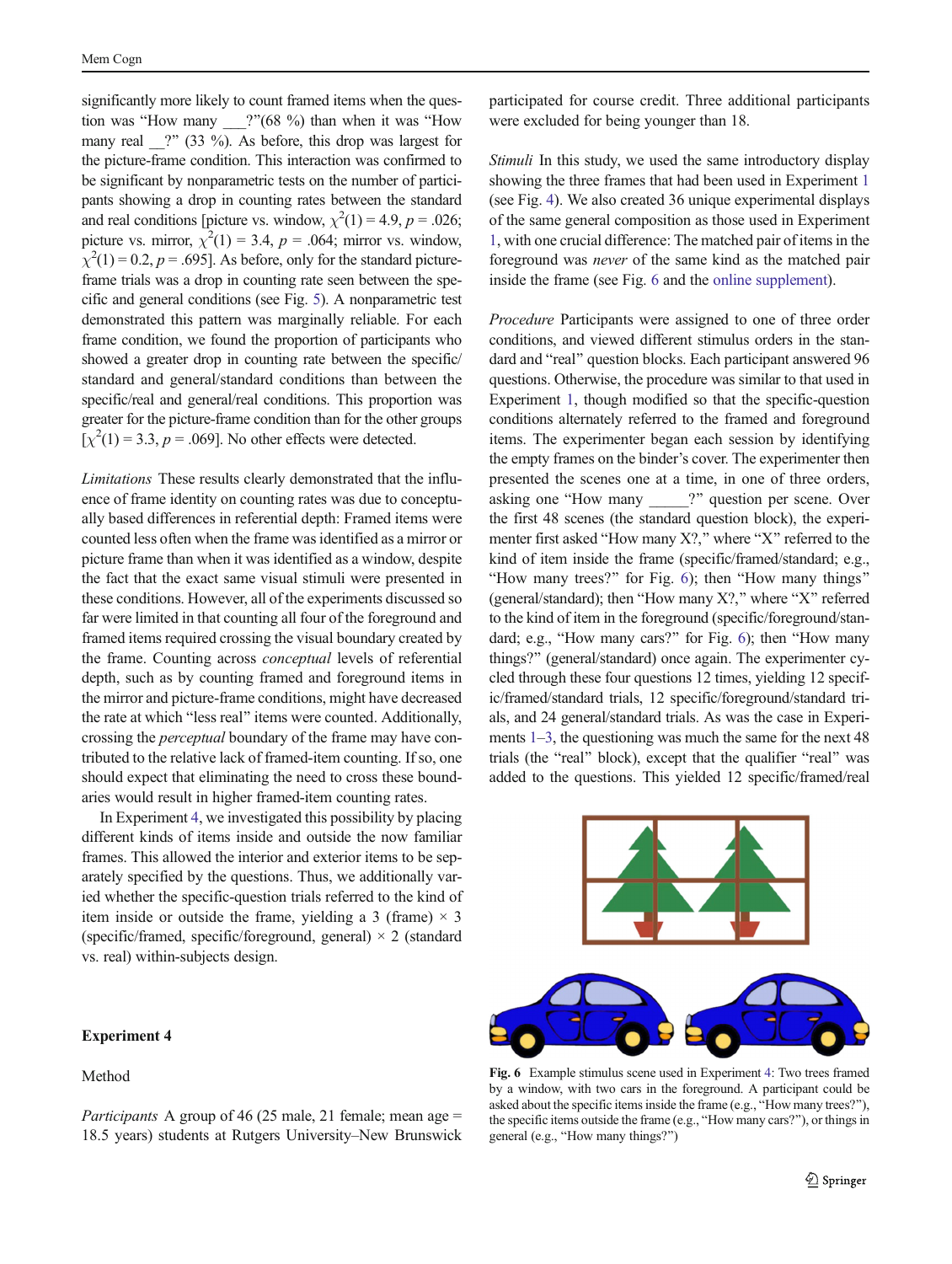significantly more likely to count framed items when the question was "How many ___?"(68 %) than when it was "How many real __?" (33 %). As before, this drop was largest for the picture-frame condition. This interaction was confirmed to be significant by nonparametric tests on the number of participants showing a drop in counting rates between the standard and real conditions [picture vs. window, $\chi^2(1) = 4.9$, $p = .026$; picture vs. mirror, $\chi^2(1) = 3.4$, $p = .064$; mirror vs. window, $\chi^2(1) = 0.2$, $p = .695$]. As before, only for the standard picture-frame trials was a drop in counting rate seen between the specific and general conditions (see Fig. 5). A nonparametric test demonstrated this pattern was marginally reliable. For each frame condition, we found the proportion of participants who showed a greater drop in counting rate between the specific/standard and general/standard conditions than between the specific/real and general/real conditions. This proportion was greater for the picture-frame condition than for the other groups [$\chi^2(1) = 3.3$, $p = .069$]. No other effects were detected.

*Limitations* These results clearly demonstrated that the influence of frame identity on counting rates was due to conceptually based differences in referential depth: Framed items were counted less often when the frame was identified as a mirror or picture frame than when it was identified as a window, despite the fact that the exact same visual stimuli were presented in these conditions. However, all of the experiments discussed so far were limited in that counting all four of the foreground and framed items required crossing the visual boundary created by the frame. Counting across *conceptual* levels of referential depth, such as by counting framed and foreground items in the mirror and picture-frame conditions, might have decreased the rate at which "less real" items were counted. Additionally, crossing the *perceptual* boundary of the frame may have contributed to the relative lack of framed-item counting. If so, one should expect that eliminating the need to cross these boundaries would result in higher framed-item counting rates.

In Experiment 4, we investigated this possibility by placing different kinds of items inside and outside the now familiar frames. This allowed the interior and exterior items to be separately specified by the questions. Thus, we additionally varied whether the specific-question trials referred to the kind of item inside or outside the frame, yielding a 3 (frame) × 3 (specific/framed, specific/foreground, general) × 2 (standard vs. real) within-subjects design.

## Experiment 4

### Method

*Participants* A group of 46 (25 male, 21 female; mean age = 18.5 years) students at Rutgers University–New Brunswick participated for course credit. Three additional participants were excluded for being younger than 18.

*Stimuli* In this study, we used the same introductory display showing the three frames that had been used in Experiment 1 (see Fig. 4). We also created 36 unique experimental displays of the same general composition as those used in Experiment 1, with one crucial difference: The matched pair of items in the foreground was *never* of the same kind as the matched pair inside the frame (see Fig. 6 and the online supplement).

*Procedure* Participants were assigned to one of three order conditions, and viewed different stimulus orders in the standard and "real" question blocks. Each participant answered 96 questions. Otherwise, the procedure was similar to that used in Experiment 1, though modified so that the specific-question conditions alternately referred to the framed and foreground items. The experimenter began each session by identifying the empty frames on the binder's cover. The experimenter then presented the scenes one at a time, in one of three orders, asking one "How many _____?" question per scene. Over the first 48 scenes (the standard question block), the experimenter first asked "How many X?," where "X" referred to the kind of item inside the frame (specific/framed/standard; e.g., "How many trees?" for Fig. 6); then "How many things" (general/standard); then "How many X?," where "X" referred to the kind of item in the foreground (specific/foreground/standard; e.g., "How many cars?" for Fig. 6); then "How many things?" (general/standard) once again. The experimenter cycled through these four questions 12 times, yielding 12 specific/framed/standard trials, 12 specific/foreground/standard trials, and 24 general/standard trials. As was the case in Experiments 1–3, the questioning was much the same for the next 48 trials (the "real" block), except that the qualifier "real" was added to the questions. This yielded 12 specific/framed/real

Fig. 6 Example stimulus scene used in Experiment 4: Two trees framed by a window, with two cars in the foreground. A participant could be asked about the specific items inside the frame (e.g., "How many trees?"), the specific items outside the frame (e.g., "How many cars?"), or things in general (e.g., "How many things?")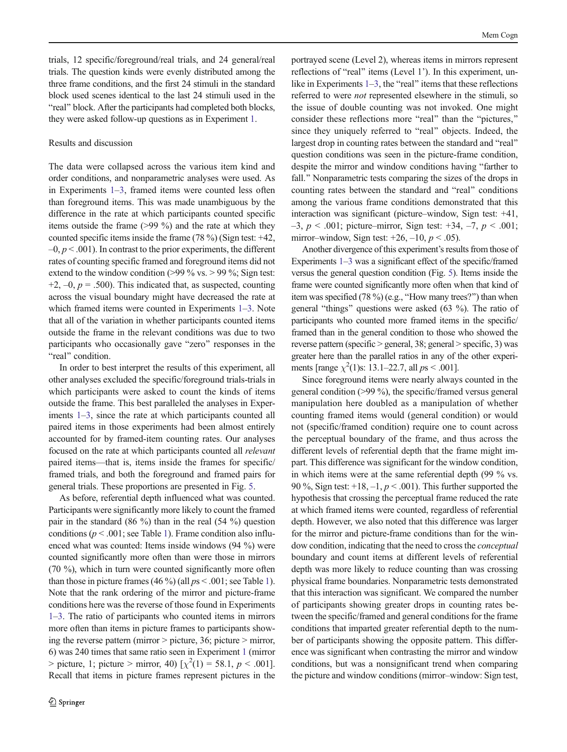trials, 12 specific/foreground/real trials, and 24 general/real trials. The question kinds were evenly distributed among the three frame conditions, and the first 24 stimuli in the standard block used scenes identical to the last 24 stimuli used in the "real" block. After the participants had completed both blocks, they were asked follow-up questions as in Experiment 1.

### Results and discussion

The data were collapsed across the various item kind and order conditions, and nonparametric analyses were used. As in Experiments 1–3, framed items were counted less often than foreground items. This was made unambiguous by the difference in the rate at which participants counted specific items outside the frame (>99 %) and the rate at which they counted specific items inside the frame (78 %) (Sign test: +42, –0, $p < .001$). In contrast to the prior experiments, the different rates of counting specific framed and foreground items did not extend to the window condition (>99 % vs. > 99 %; Sign test: +2, –0, $p = .500$). This indicated that, as suspected, counting across the visual boundary might have decreased the rate at which framed items were counted in Experiments 1–3. Note that all of the variation in whether participants counted items outside the frame in the relevant conditions was due to two participants who occasionally gave "zero" responses in the "real" condition.

In order to best interpret the results of this experiment, all other analyses excluded the specific/foreground trials-trials in which participants were asked to count the kinds of items outside the frame. This best paralleled the analyses in Experiments 1–3, since the rate at which participants counted all paired items in those experiments had been almost entirely accounted for by framed-item counting rates. Our analyses focused on the rate at which participants counted all *relevant* paired items—that is, items inside the frames for specific/framed trials, and both the foreground and framed pairs for general trials. These proportions are presented in Fig. 5.

As before, referential depth influenced what was counted. Participants were significantly more likely to count the framed pair in the standard (86 %) than in the real (54 %) question conditions ($p < .001$; see Table 1). Frame condition also influenced what was counted: Items inside windows (94 %) were counted significantly more often than were those in mirrors (70 %), which in turn were counted significantly more often than those in picture frames (46 %) (all $p$s < .001; see Table 1). Note that the rank ordering of the mirror and picture-frame conditions here was the reverse of those found in Experiments 1–3. The ratio of participants who counted items in mirrors more often than items in picture frames to participants showing the reverse pattern (mirror > picture, 36; picture > mirror, 6) was 240 times that same ratio seen in Experiment 1 (mirror > picture, 1; picture > mirror, 40) [$\chi^2(1) = 58.1$, $p < .001$]. Recall that items in picture frames represent pictures in the portrayed scene (Level 2), whereas items in mirrors represent reflections of "real" items (Level 1'). In this experiment, unlike in Experiments 1–3, the "real" items that these reflections referred to were *not* represented elsewhere in the stimuli, so the issue of double counting was not invoked. One might consider these reflections more "real" than the "pictures," since they uniquely referred to "real" objects. Indeed, the largest drop in counting rates between the standard and "real" question conditions was seen in the picture-frame condition, despite the mirror and window conditions having "farther to fall." Nonparametric tests comparing the sizes of the drops in counting rates between the standard and "real" conditions among the various frame conditions demonstrated that this interaction was significant (picture–window, Sign test: +41, –3, $p < .001$; picture–mirror, Sign test: +34, –7, $p < .001$; mirror–window, Sign test: +26, –10, $p < .05$).

Another divergence of this experiment's results from those of Experiments 1–3 was a significant effect of the specific/framed versus the general question condition (Fig. 5). Items inside the frame were counted significantly more often when that kind of item was specified (78 %) (e.g., "How many trees?") than when general "things" questions were asked (63 %). The ratio of participants who counted more framed items in the specific/framed than in the general condition to those who showed the reverse pattern (specific > general, 38; general > specific, 3) was greater here than the parallel ratios in any of the other experiments [range $\chi^2(1)$s: 13.1–22.7, all $p$s < .001].

Since foreground items were nearly always counted in the general condition (>99 %), the specific/framed versus general manipulation here doubled as a manipulation of whether counting framed items would (general condition) or would not (specific/framed condition) require one to count across the perceptual boundary of the frame, and thus across the different levels of referential depth that the frame might impart. This difference was significant for the window condition, in which items were at the same referential depth (99 % vs. 90 %, Sign test: +18, –1, $p < .001$). This further supported the hypothesis that crossing the perceptual frame reduced the rate at which framed items were counted, regardless of referential depth. However, we also noted that this difference was larger for the mirror and picture-frame conditions than for the window condition, indicating that the need to cross the *conceptual* boundary and count items at different levels of referential depth was more likely to reduce counting than was crossing physical frame boundaries. Nonparametric tests demonstrated that this interaction was significant. We compared the number of participants showing greater drops in counting rates between the specific/framed and general conditions for the frame conditions that imparted greater referential depth to the number of participants showing the opposite pattern. This difference was significant when contrasting the mirror and window conditions, but was a nonsignificant trend when comparing the picture and window conditions (mirror–window: Sign test,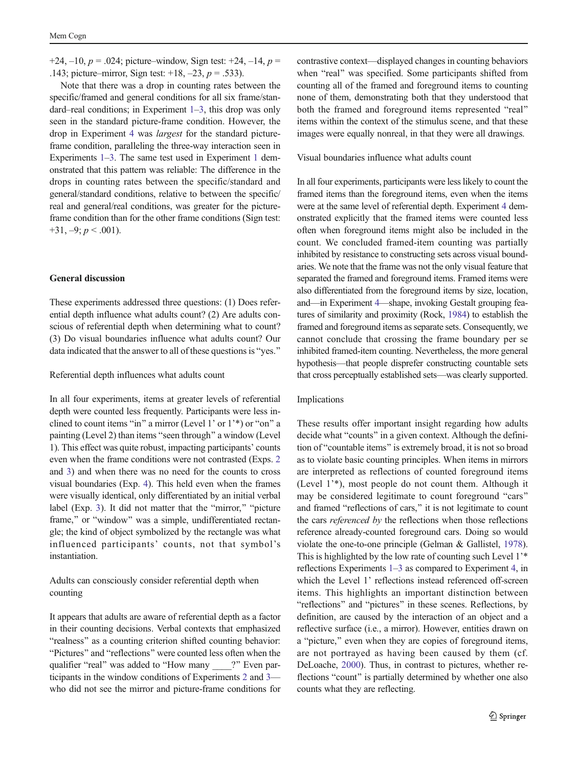+24, –10, $p$ = .024; picture–window, Sign test: +24, –14, $p$ = .143; picture–mirror, Sign test: +18, –23, $p$ = .533).

Note that there was a drop in counting rates between the specific/framed and general conditions for all six frame/standard–real conditions; in Experiment 1–3, this drop was only seen in the standard picture-frame condition. However, the drop in Experiment 4 was *largest* for the standard picture-frame condition, paralleling the three-way interaction seen in Experiments 1–3. The same test used in Experiment 1 demonstrated that this pattern was reliable: The difference in the drops in counting rates between the specific/standard and general/standard conditions, relative to between the specific/real and general/real conditions, was greater for the picture-frame condition than for the other frame conditions (Sign test: +31, –9; $p < .001$).

## General discussion

These experiments addressed three questions: (1) Does referential depth influence what adults count? (2) Are adults conscious of referential depth when determining what to count? (3) Do visual boundaries influence what adults count? Our data indicated that the answer to all of these questions is "yes."

### Referential depth influences what adults count

In all four experiments, items at greater levels of referential depth were counted less frequently. Participants were less inclined to count items "in" a mirror (Level 1' or 1'*) or "on" a painting (Level 2) than items "seen through" a window (Level 1). This effect was quite robust, impacting participants' counts even when the frame conditions were not contrasted (Exps. 2 and 3) and when there was no need for the counts to cross visual boundaries (Exp. 4). This held even when the frames were visually identical, only differentiated by an initial verbal label (Exp. 3). It did not matter that the "mirror," "picture frame," or "window" was a simple, undifferentiated rectangle; the kind of object symbolized by the rectangle was what influenced participants' counts, not that symbol's instantiation.

### Adults can consciously consider referential depth when counting

It appears that adults are aware of referential depth as a factor in their counting decisions. Verbal contexts that emphasized "realness" as a counting criterion shifted counting behavior: "Pictures" and "reflections" were counted less often when the qualifier "real" was added to "How many ____?" Even participants in the window conditions of Experiments 2 and 3—who did not see the mirror and picture-frame conditions for contrastive context—displayed changes in counting behaviors when "real" was specified. Some participants shifted from counting all of the framed and foreground items to counting none of them, demonstrating both that they understood that both the framed and foreground items represented "real" items within the context of the stimulus scene, and that these images were equally nonreal, in that they were all drawings.

### Visual boundaries influence what adults count

In all four experiments, participants were less likely to count the framed items than the foreground items, even when the items were at the same level of referential depth. Experiment 4 demonstrated explicitly that the framed items were counted less often when foreground items might also be included in the count. We concluded framed-item counting was partially inhibited by resistance to constructing sets across visual boundaries. We note that the frame was not the only visual feature that separated the framed and foreground items. Framed items were also differentiated from the foreground items by size, location, and—in Experiment 4—shape, invoking Gestalt grouping features of similarity and proximity (Rock, 1984) to establish the framed and foreground items as separate sets. Consequently, we cannot conclude that crossing the frame boundary per se inhibited framed-item counting. Nevertheless, the more general hypothesis—that people disprefer constructing countable sets that cross perceptually established sets—was clearly supported.

### Implications

These results offer important insight regarding how adults decide what "counts" in a given context. Although the definition of "countable items" is extremely broad, it is not so broad as to violate basic counting principles. When items in mirrors are interpreted as reflections of counted foreground items (Level 1'*), most people do not count them. Although it may be considered legitimate to count foreground "cars" and framed "reflections of cars," it is not legitimate to count the cars *referenced by* the reflections when those reflections reference already-counted foreground cars. Doing so would violate the one-to-one principle (Gelman & Gallistel, 1978). This is highlighted by the low rate of counting such Level 1'* reflections Experiments 1–3 as compared to Experiment 4, in which the Level 1' reflections instead referenced off-screen items. This highlights an important distinction between "reflections" and "pictures" in these scenes. Reflections, by definition, are caused by the interaction of an object and a reflective surface (i.e., a mirror). However, entities drawn on a "picture," even when they are copies of foreground items, are not portrayed as having been caused by them (cf. DeLoache, 2000). Thus, in contrast to pictures, whether reflections "count" is partially determined by whether one also counts what they are reflecting.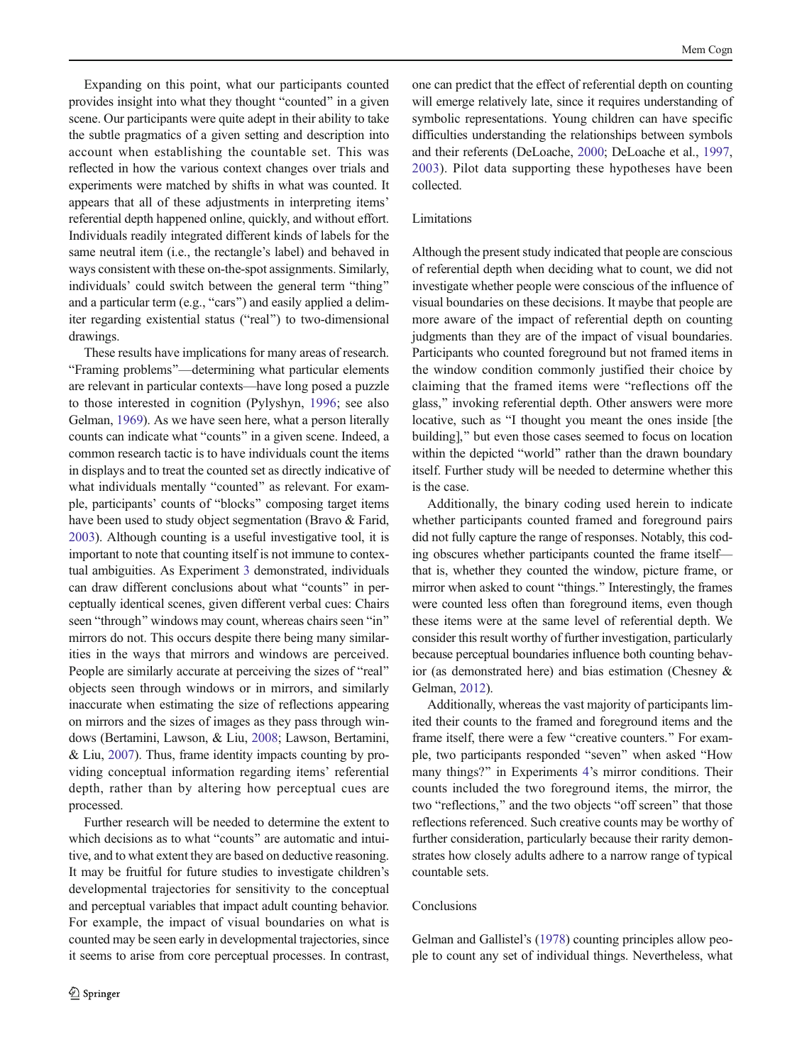Expanding on this point, what our participants counted provides insight into what they thought "counted" in a given scene. Our participants were quite adept in their ability to take the subtle pragmatics of a given setting and description into account when establishing the countable set. This was reflected in how the various context changes over trials and experiments were matched by shifts in what was counted. It appears that all of these adjustments in interpreting items' referential depth happened online, quickly, and without effort. Individuals readily integrated different kinds of labels for the same neutral item (i.e., the rectangle's label) and behaved in ways consistent with these on-the-spot assignments. Similarly, individuals' could switch between the general term "thing" and a particular term (e.g., "cars") and easily applied a delimiter regarding existential status ("real") to two-dimensional drawings.

These results have implications for many areas of research. "Framing problems"—determining what particular elements are relevant in particular contexts—have long posed a puzzle to those interested in cognition (Pylyshyn, 1996; see also Gelman, 1969). As we have seen here, what a person literally counts can indicate what "counts" in a given scene. Indeed, a common research tactic is to have individuals count the items in displays and to treat the counted set as directly indicative of what individuals mentally "counted" as relevant. For example, participants' counts of "blocks" composing target items have been used to study object segmentation (Bravo & Farid, 2003). Although counting is a useful investigative tool, it is important to note that counting itself is not immune to contextual ambiguities. As Experiment 3 demonstrated, individuals can draw different conclusions about what "counts" in perceptually identical scenes, given different verbal cues: Chairs seen "through" windows may count, whereas chairs seen "in" mirrors do not. This occurs despite there being many similarities in the ways that mirrors and windows are perceived. People are similarly accurate at perceiving the sizes of "real" objects seen through windows or in mirrors, and similarly inaccurate when estimating the size of reflections appearing on mirrors and the sizes of images as they pass through windows (Bertamini, Lawson, & Liu, 2008; Lawson, Bertamini, & Liu, 2007). Thus, frame identity impacts counting by providing conceptual information regarding items' referential depth, rather than by altering how perceptual cues are processed.

Further research will be needed to determine the extent to which decisions as to what "counts" are automatic and intuitive, and to what extent they are based on deductive reasoning. It may be fruitful for future studies to investigate children's developmental trajectories for sensitivity to the conceptual and perceptual variables that impact adult counting behavior. For example, the impact of visual boundaries on what is counted may be seen early in developmental trajectories, since it seems to arise from core perceptual processes. In contrast, one can predict that the effect of referential depth on counting will emerge relatively late, since it requires understanding of symbolic representations. Young children can have specific difficulties understanding the relationships between symbols and their referents (DeLoache, 2000; DeLoache et al., 1997, 2003). Pilot data supporting these hypotheses have been collected.

## Limitations

Although the present study indicated that people are conscious of referential depth when deciding what to count, we did not investigate whether people were conscious of the influence of visual boundaries on these decisions. It maybe that people are more aware of the impact of referential depth on counting judgments than they are of the impact of visual boundaries. Participants who counted foreground but not framed items in the window condition commonly justified their choice by claiming that the framed items were "reflections off the glass," invoking referential depth. Other answers were more locative, such as "I thought you meant the ones inside [the building]," but even those cases seemed to focus on location within the depicted "world" rather than the drawn boundary itself. Further study will be needed to determine whether this is the case.

Additionally, the binary coding used herein to indicate whether participants counted framed and foreground pairs did not fully capture the range of responses. Notably, this coding obscures whether participants counted the frame itself—that is, whether they counted the window, picture frame, or mirror when asked to count "things." Interestingly, the frames were counted less often than foreground items, even though these items were at the same level of referential depth. We consider this result worthy of further investigation, particularly because perceptual boundaries influence both counting behavior (as demonstrated here) and bias estimation (Chesney & Gelman, 2012).

Additionally, whereas the vast majority of participants limited their counts to the framed and foreground items and the frame itself, there were a few "creative counters." For example, two participants responded "seven" when asked "How many things?" in Experiments 4's mirror conditions. Their counts included the two foreground items, the mirror, the two "reflections," and the two objects "off screen" that those reflections referenced. Such creative counts may be worthy of further consideration, particularly because their rarity demonstrates how closely adults adhere to a narrow range of typical countable sets.

## Conclusions

Gelman and Gallistel's (1978) counting principles allow people to count any set of individual things. Nevertheless, what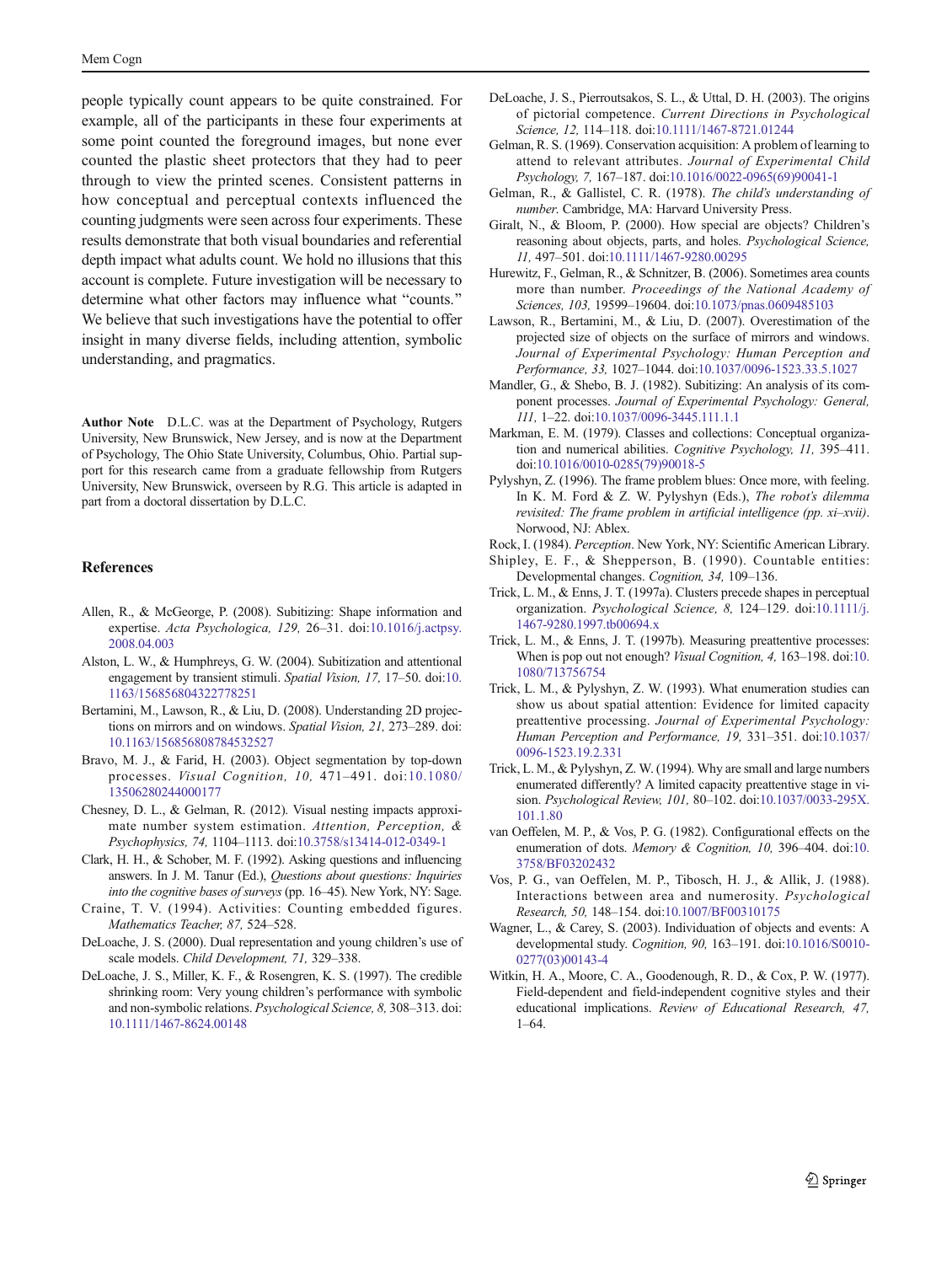people typically count appears to be quite constrained. For example, all of the participants in these four experiments at some point counted the foreground images, but none ever counted the plastic sheet protectors that they had to peer through to view the printed scenes. Consistent patterns in how conceptual and perceptual contexts influenced the counting judgments were seen across four experiments. These results demonstrate that both visual boundaries and referential depth impact what adults count. We hold no illusions that this account is complete. Future investigation will be necessary to determine what other factors may influence what "counts." We believe that such investigations have the potential to offer insight in many diverse fields, including attention, symbolic understanding, and pragmatics.

**Author Note** D.L.C. was at the Department of Psychology, Rutgers University, New Brunswick, New Jersey, and is now at the Department of Psychology, The Ohio State University, Columbus, Ohio. Partial support for this research came from a graduate fellowship from Rutgers University, New Brunswick, overseen by R.G. This article is adapted in part from a doctoral dissertation by D.L.C.

## References

Allen, R., & McGeorge, P. (2008). Subitizing: Shape information and expertise. *Acta Psychologica, 129,* 26–31. doi:10.1016/j.actpsy.2008.04.003

Alston, L. W., & Humphreys, G. W. (2004). Subitization and attentional engagement by transient stimuli. *Spatial Vision, 17,* 17–50. doi:10.1163/156856804322778251

Bertamini, M., Lawson, R., & Liu, D. (2008). Understanding 2D projections on mirrors and on windows. *Spatial Vision, 21,* 273–289. doi:10.1163/156856808784532527

Bravo, M. J., & Farid, H. (2003). Object segmentation by top-down processes. *Visual Cognition, 10,* 471–491. doi:10.1080/13506280244000177

Chesney, D. L., & Gelman, R. (2012). Visual nesting impacts approximate number system estimation. *Attention, Perception, & Psychophysics, 74,* 1104–1113. doi:10.3758/s13414-012-0349-1

Clark, H. H., & Schober, M. F. (1992). Asking questions and influencing answers. In J. M. Tanur (Ed.), *Questions about questions: Inquiries into the cognitive bases of surveys* (pp. 16–45). New York, NY: Sage.

Craine, T. V. (1994). Activities: Counting embedded figures. *Mathematics Teacher, 87,* 524–528.

DeLoache, J. S. (2000). Dual representation and young children's use of scale models. *Child Development, 71,* 329–338.

DeLoache, J. S., Miller, K. F., & Rosengren, K. S. (1997). The credible shrinking room: Very young children's performance with symbolic and non-symbolic relations. *Psychological Science, 8,* 308–313. doi:10.1111/1467-8624.00148

DeLoache, J. S., Pierroutsakos, S. L., & Uttal, D. H. (2003). The origins of pictorial competence. *Current Directions in Psychological Science, 12,* 114–118. doi:10.1111/1467-8721.01244

Gelman, R. S. (1969). Conservation acquisition: A problem of learning to attend to relevant attributes. *Journal of Experimental Child Psychology, 7,* 167–187. doi:10.1016/0022-0965(69)90041-1

Gelman, R., & Gallistel, C. R. (1978). *The child's understanding of number.* Cambridge, MA: Harvard University Press.

Giralt, N., & Bloom, P. (2000). How special are objects? Children's reasoning about objects, parts, and holes. *Psychological Science, 11,* 497–501. doi:10.1111/1467-9280.00295

Hurewitz, F., Gelman, R., & Schnitzer, B. (2006). Sometimes area counts more than number. *Proceedings of the National Academy of Sciences, 103,* 19599–19604. doi:10.1073/pnas.0609485103

Lawson, R., Bertamini, M., & Liu, D. (2007). Overestimation of the projected size of objects on the surface of mirrors and windows. *Journal of Experimental Psychology: Human Perception and Performance, 33,* 1027–1044. doi:10.1037/0096-1523.33.5.1027

Mandler, G., & Shebo, B. J. (1982). Subitizing: An analysis of its component processes. *Journal of Experimental Psychology: General, 111,* 1–22. doi:10.1037/0096-3445.111.1.1

Markman, E. M. (1979). Classes and collections: Conceptual organization and numerical abilities. *Cognitive Psychology, 11,* 395–411. doi:10.1016/0010-0285(79)90018-5

Pylyshyn, Z. (1996). The frame problem blues: Once more, with feeling. In K. M. Ford & Z. W. Pylyshyn (Eds.), *The robot's dilemma revisited: The frame problem in artificial intelligence (pp. xi–xvii).* Norwood, NJ: Ablex.

Rock, I. (1984). *Perception.* New York, NY: Scientific American Library.

Shipley, E. F., & Shepperson, B. (1990). Countable entities: Developmental changes. *Cognition, 34,* 109–136.

Trick, L. M., & Enns, J. T. (1997a). Clusters precede shapes in perceptual organization. *Psychological Science, 8,* 124–129. doi:10.1111/j.1467-9280.1997.tb00694.x

Trick, L. M., & Enns, J. T. (1997b). Measuring preattentive processes: When is pop out not enough? *Visual Cognition, 4,* 163–198. doi:10.1080/713756754

Trick, L. M., & Pylyshyn, Z. W. (1993). What enumeration studies can show us about spatial attention: Evidence for limited capacity preattentive processing. *Journal of Experimental Psychology: Human Perception and Performance, 19,* 331–351. doi:10.1037/0096-1523.19.2.331

Trick, L. M., & Pylyshyn, Z. W. (1994). Why are small and large numbers enumerated differently? A limited capacity preattentive stage in vision. *Psychological Review, 101,* 80–102. doi:10.1037/0033-295X.101.1.80

van Oeffelen, M. P., & Vos, P. G. (1982). Configurational effects on the enumeration of dots. *Memory & Cognition, 10,* 396–404. doi:10.3758/BF03202432

Vos, P. G., van Oeffelen, M. P., Tibosch, H. J., & Allik, J. (1988). Interactions between area and numerosity. *Psychological Research, 50,* 148–154. doi:10.1007/BF00310175

Wagner, L., & Carey, S. (2003). Individuation of objects and events: A developmental study. *Cognition, 90,* 163–191. doi:10.1016/S0010-0277(03)00143-4

Witkin, H. A., Moore, C. A., Goodenough, D. R., & Cox, P. W. (1977). Field-dependent and field-independent cognitive styles and their educational implications. *Review of Educational Research, 47,* 1–64.